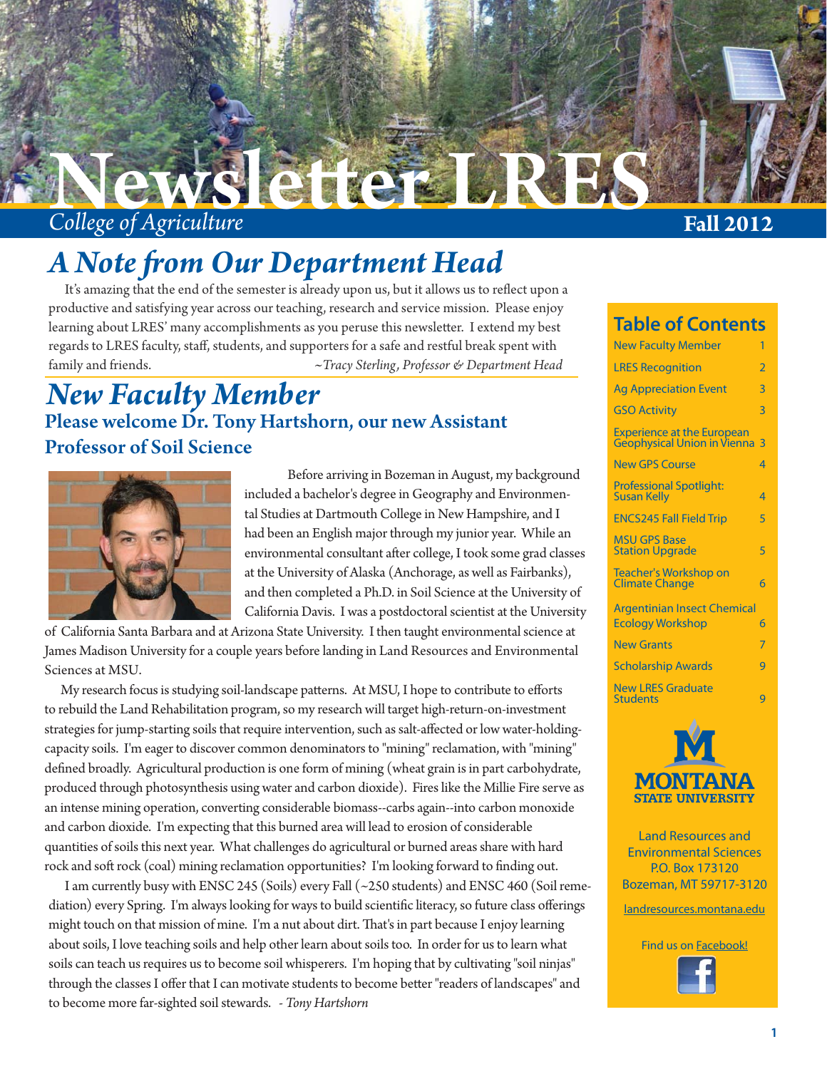# Newsletter LRES

*College of Agriculture*

**Fall 2012**

## *A Note from Our Department Head*

It's amazing that the end of the semester is already upon us, but it allows us to reflect upon a productive and satisfying year across our teaching, research and service mission. Please enjoy learning about LRES' many accomplishments as you peruse this newsletter. I extend my best regards to LRES faculty, staff, students, and supporters for a safe and restful break spent with family and friends. *~Tracy Sterling, Professor & Department Head*

## *New Faculty Member*

### Please welcome Dr. Tony Hartshorn, our new Assistant Professor of Soil Science

Before arriving in Bozeman in August, my background included a bachelor's degree in Geography and Environmental Studies at Dartmouth College in New Hampshire, and I had been an English major through my junior year. While an environmental consultant after college, I took some grad classes at the University of Alaska (Anchorage, as well as Fairbanks), and then completed a Ph.D. in Soil Science at the University of California Davis. I was a postdoctoral scientist at the University of California Santa Barbara and at Arizona State University. I then taught environmental science at James Madison University for a couple years before landing in Land Resources and Environmental Sciences at MSU.

My research focus is studying soil-landscape patterns. At MSU, I hope to contribute to efforts to rebuild the Land Rehabilitation program, so my research will target high-return-on-investment strategies for jump-starting soils that require intervention, such as salt-affected or low water-holding-capacity soils. I'm eager to discover common denominators to "mining" reclamation, with "mining" defined broadly. Agricultural production is one form of mining (wheat grain is in part carbohydrate, produced through photosynthesis using water and carbon dioxide). Fires like the Millie Fire serve as an intense mining operation, converting considerable biomass--carbs again--into carbon monoxide and carbon dioxide. I'm expecting that this burned area will lead to erosion of considerable quantities of soils this next year. What challenges do agricultural or burned areas share with hard rock and soft rock (coal) mining reclamation opportunities? I'm looking forward to finding out.

I am currently busy with ENSC 245 (Soils) every Fall (~250 students) and ENSC 460 (Soil remediation) every Spring. I'm always looking for ways to build scientific literacy, so future class offerings might touch on that mission of mine. I'm a nut about dirt. That's in part because I enjoy learning about soils, I love teaching soils and help other learn about soils too. In order for us to learn what soils can teach us requires us to become soil whisperers. I'm hoping that by cultivating "soil ninjas" through the classes I offer that I can motivate students to become better "readers of landscapes" and to become more far-sighted soil stewards. *- Tony Hartshorn*

## Table of Contents

| | |
|---|---|
| New Faculty Member | 1 |
| LRES Recognition | 2 |
| Ag Appreciation Event | 3 |
| GSO Activity | 3 |
| Experience at the European Geophysical Union in Vienna | 3 |
| New GPS Course | 4 |
| Professional Spotlight: Susan Kelly | 4 |
| ENCS245 Fall Field Trip | 5 |
| MSU GPS Base Station Upgrade | 5 |
| Teacher's Workshop on Climate Change | 6 |
| Argentinian Insect Chemical Ecology Workshop | 6 |
| New Grants | 7 |
| Scholarship Awards | 9 |
| New LRES Graduate Students | 9 |

MONTANA STATE UNIVERSITY

Land Resources and Environmental Sciences
P.O. Box 173120
Bozeman, MT 59717-3120

landresources.montana.edu

Find us on Facebook!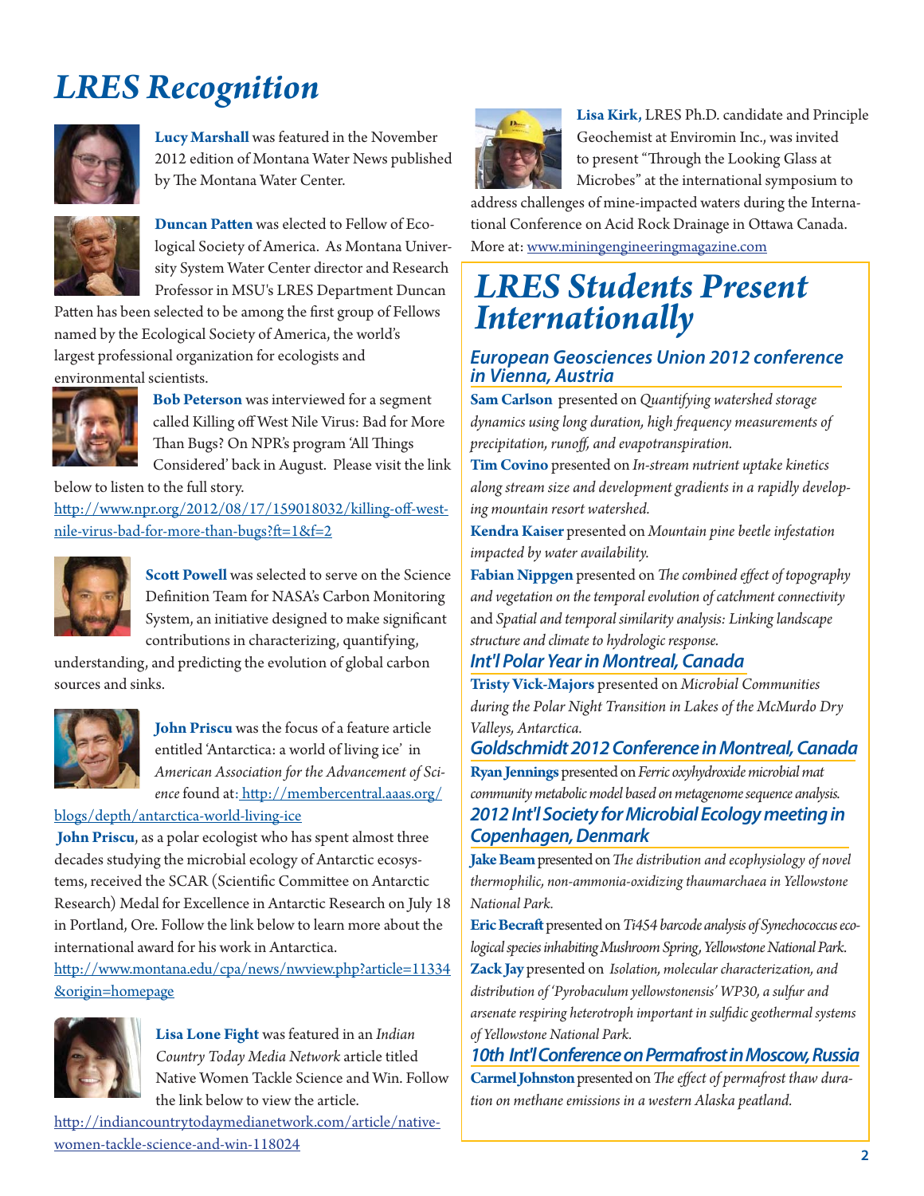# LRES Recognition

**Lucy Marshall** was featured in the November 2012 edition of Montana Water News published by The Montana Water Center.

**Duncan Patten** was elected to Fellow of Ecological Society of America. As Montana University System Water Center director and Research Professor in MSU's LRES Department Duncan Patten has been selected to be among the first group of Fellows named by the Ecological Society of America, the world's largest professional organization for ecologists and environmental scientists.

**Bob Peterson** was interviewed for a segment called Killing off West Nile Virus: Bad for More Than Bugs? On NPR's program 'All Things Considered' back in August. Please visit the link below to listen to the full story.

http://www.npr.org/2012/08/17/159018032/killing-off-west-nile-virus-bad-for-more-than-bugs?ft=1&f=2

**Scott Powell** was selected to serve on the Science Definition Team for NASA's Carbon Monitoring System, an initiative designed to make significant contributions in characterizing, quantifying, understanding, and predicting the evolution of global carbon sources and sinks.

**John Priscu** was the focus of a feature article entitled 'Antarctica: a world of living ice' in *American Association for the Advancement of Science* found at: http://membercentral.aaas.org/blogs/depth/antarctica-world-living-ice

**John Priscu**, as a polar ecologist who has spent almost three decades studying the microbial ecology of Antarctic ecosystems, received the SCAR (Scientific Committee on Antarctic Research) Medal for Excellence in Antarctic Research on July 18 in Portland, Ore. Follow the link below to learn more about the international award for his work in Antarctica.

http://www.montana.edu/cpa/news/nwview.php?article=11334&origin=homepage

**Lisa Lone Fight** was featured in an *Indian Country Today Media Network* article titled Native Women Tackle Science and Win. Follow the link below to view the article.

http://indiancountrytodaymedianetwork.com/article/native-women-tackle-science-and-win-118024

**Lisa Kirk,** LRES Ph.D. candidate and Principle Geochemist at Enviromin Inc., was invited to present "Through the Looking Glass at Microbes" at the international symposium to address challenges of mine-impacted waters during the International Conference on Acid Rock Drainage in Ottawa Canada. More at: www.miningengineeringmagazine.com

# LRES Students Present Internationally

## European Geosciences Union 2012 conference in Vienna, Austria

**Sam Carlson** presented on *Quantifying watershed storage dynamics using long duration, high frequency measurements of precipitation, runoff, and evapotranspiration.*

**Tim Covino** presented on *In-stream nutrient uptake kinetics along stream size and development gradients in a rapidly developing mountain resort watershed.*

**Kendra Kaiser** presented on *Mountain pine beetle infestation impacted by water availability.*

**Fabian Nippgen** presented on *The combined effect of topography and vegetation on the temporal evolution of catchment connectivity* and *Spatial and temporal similarity analysis: Linking landscape structure and climate to hydrologic response.*

## Int'l Polar Year in Montreal, Canada

**Tristy Vick-Majors** presented on *Microbial Communities during the Polar Night Transition in Lakes of the McMurdo Dry Valleys, Antarctica.*

## Goldschmidt 2012 Conference in Montreal, Canada

**Ryan Jennings** presented on *Ferric oxyhydroxide microbial mat community metabolic model based on metagenome sequence analysis.*

## 2012 Int'l Society for Microbial Ecology meeting in Copenhagen, Denmark

**Jake Beam** presented on *The distribution and ecophysiology of novel thermophilic, non-ammonia-oxidizing thaumarchaea in Yellowstone National Park.*

**Eric Becraft** presented on *Ti454 barcode analysis of Synechococcus ecological species inhabiting Mushroom Spring, Yellowstone National Park.*

**Zack Jay** presented on *Isolation, molecular characterization, and distribution of 'Pyrobaculum yellowstonensis' WP30, a sulfur and arsenate respiring heterotroph important in sulfidic geothermal systems of Yellowstone National Park.*

## 10th Int'l Conference on Permafrost in Moscow, Russia

**Carmel Johnston** presented on *The effect of permafrost thaw duration on methane emissions in a western Alaska peatland.*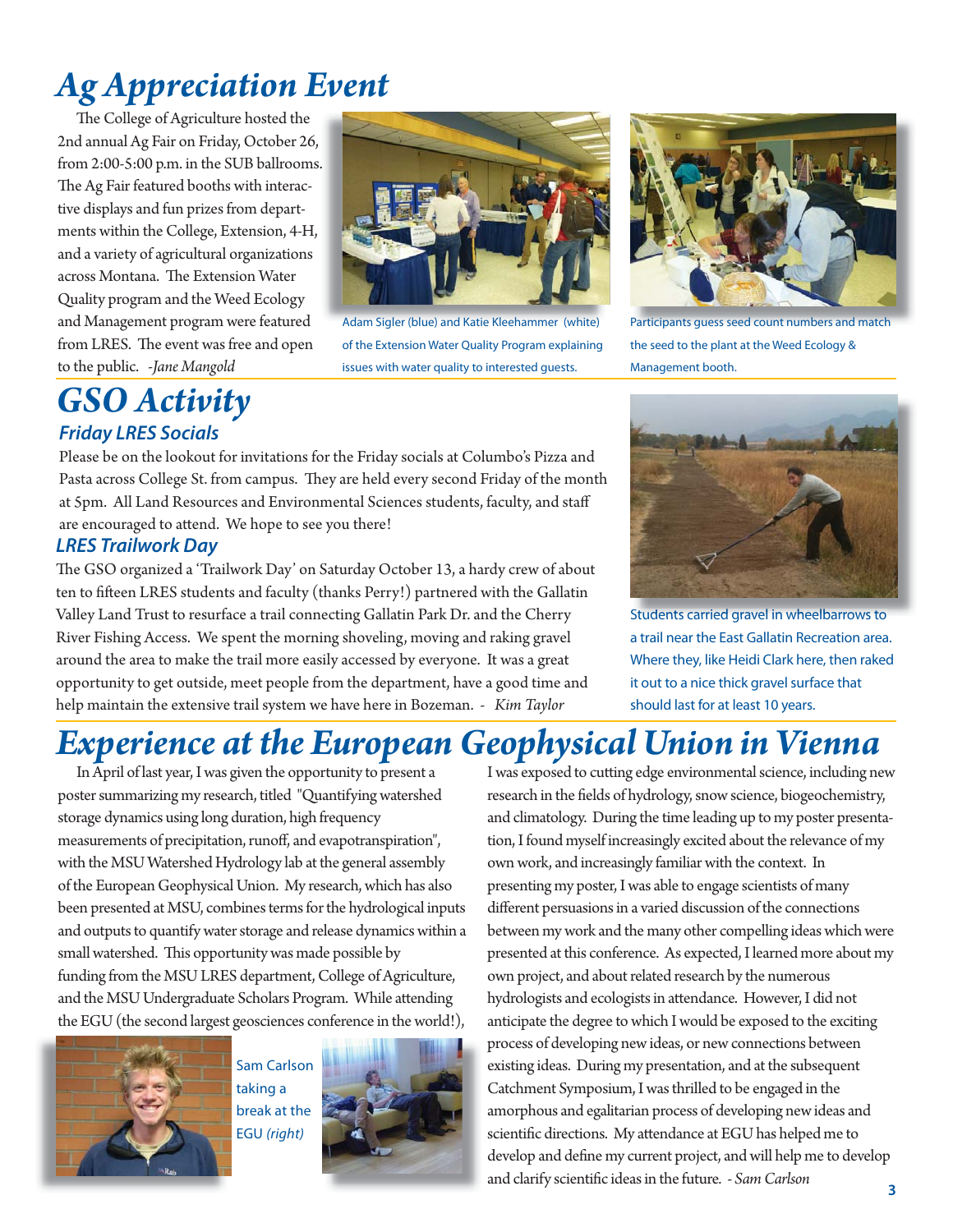# Ag Appreciation Event

The College of Agriculture hosted the 2nd annual Ag Fair on Friday, October 26, from 2:00-5:00 p.m. in the SUB ballrooms. The Ag Fair featured booths with interactive displays and fun prizes from departments within the College, Extension, 4-H, and a variety of agricultural organizations across Montana. The Extension Water Quality program and the Weed Ecology and Management program were featured from LRES. The event was free and open to the public. *-Jane Mangold*

Adam Sigler (blue) and Katie Kleehammer (white) of the Extension Water Quality Program explaining issues with water quality to interested guests.

Participants guess seed count numbers and match the seed to the plant at the Weed Ecology & Management booth.

# GSO Activity

## Friday LRES Socials

Please be on the lookout for invitations for the Friday socials at Columbo's Pizza and Pasta across College St. from campus. They are held every second Friday of the month at 5pm. All Land Resources and Environmental Sciences students, faculty, and staff are encouraged to attend. We hope to see you there!

## LRES Trailwork Day

The GSO organized a 'Trailwork Day' on Saturday October 13, a hardy crew of about ten to fifteen LRES students and faculty (thanks Perry!) partnered with the Gallatin Valley Land Trust to resurface a trail connecting Gallatin Park Dr. and the Cherry River Fishing Access. We spent the morning shoveling, moving and raking gravel around the area to make the trail more easily accessed by everyone. It was a great opportunity to get outside, meet people from the department, have a good time and help maintain the extensive trail system we have here in Bozeman. *- Kim Taylor*

Students carried gravel in wheelbarrows to a trail near the East Gallatin Recreation area. Where they, like Heidi Clark here, then raked it out to a nice thick gravel surface that should last for at least 10 years.

# Experience at the European Geophysical Union in Vienna

In April of last year, I was given the opportunity to present a poster summarizing my research, titled "Quantifying watershed storage dynamics using long duration, high frequency measurements of precipitation, runoff, and evapotranspiration", with the MSU Watershed Hydrology lab at the general assembly of the European Geophysical Union. My research, which has also been presented at MSU, combines terms for the hydrological inputs and outputs to quantify water storage and release dynamics within a small watershed. This opportunity was made possible by funding from the MSU LRES department, College of Agriculture, and the MSU Undergraduate Scholars Program. While attending the EGU (the second largest geosciences conference in the world!), I was exposed to cutting edge environmental science, including new research in the fields of hydrology, snow science, biogeochemistry, and climatology. During the time leading up to my poster presentation, I found myself increasingly excited about the relevance of my own work, and increasingly familiar with the context. In presenting my poster, I was able to engage scientists of many different persuasions in a varied discussion of the connections between my work and the many other compelling ideas which were presented at this conference. As expected, I learned more about my own project, and about related research by the numerous hydrologists and ecologists in attendance. However, I did not anticipate the degree to which I would be exposed to the exciting process of developing new ideas, or new connections between existing ideas. During my presentation, and at the subsequent Catchment Symposium, I was thrilled to be engaged in the amorphous and egalitarian process of developing new ideas and scientific directions. My attendance at EGU has helped me to develop and define my current project, and will help me to develop and clarify scientific ideas in the future. *- Sam Carlson*

Sam Carlson taking a break at the EGU *(right)*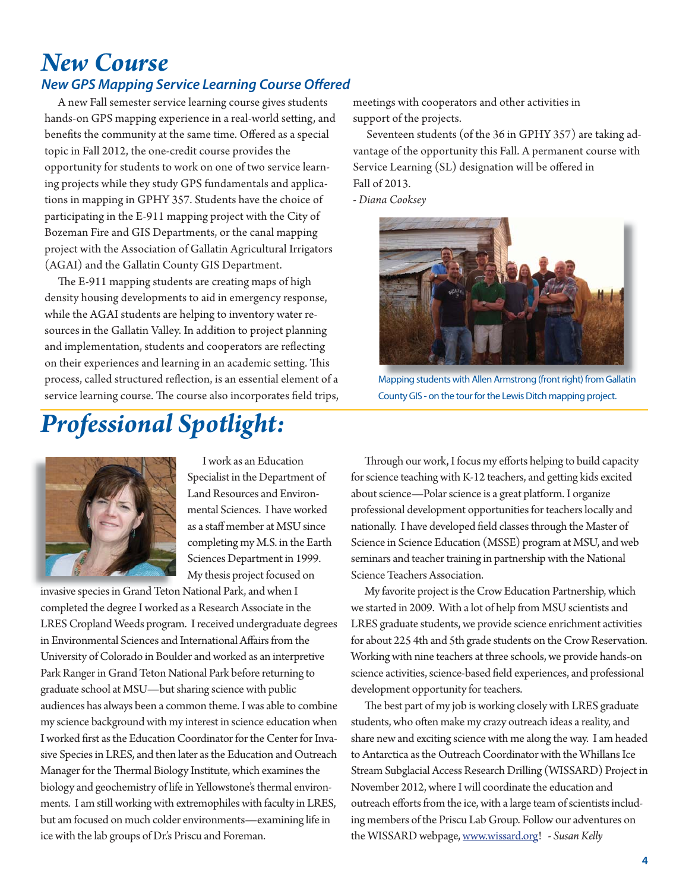# New Course

## New GPS Mapping Service Learning Course Offered

A new Fall semester service learning course gives students hands-on GPS mapping experience in a real-world setting, and benefits the community at the same time. Offered as a special topic in Fall 2012, the one-credit course provides the opportunity for students to work on one of two service learning projects while they study GPS fundamentals and applications in mapping in GPHY 357. Students have the choice of participating in the E-911 mapping project with the City of Bozeman Fire and GIS Departments, or the canal mapping project with the Association of Gallatin Agricultural Irrigators (AGAI) and the Gallatin County GIS Department.

The E-911 mapping students are creating maps of high density housing developments to aid in emergency response, while the AGAI students are helping to inventory water resources in the Gallatin Valley. In addition to project planning and implementation, students and cooperators are reflecting on their experiences and learning in an academic setting. This process, called structured reflection, is an essential element of a service learning course. The course also incorporates field trips, meetings with cooperators and other activities in support of the projects.

Seventeen students (of the 36 in GPHY 357) are taking advantage of the opportunity this Fall. A permanent course with Service Learning (SL) designation will be offered in Fall of 2013.

*- Diana Cooksey*

Mapping students with Allen Armstrong (front right) from Gallatin County GIS - on the tour for the Lewis Ditch mapping project.

# Professional Spotlight:

I work as an Education Specialist in the Department of Land Resources and Environmental Sciences. I have worked as a staff member at MSU since completing my M.S. in the Earth Sciences Department in 1999. My thesis project focused on invasive species in Grand Teton National Park, and when I completed the degree I worked as a Research Associate in the LRES Cropland Weeds program. I received undergraduate degrees in Environmental Sciences and International Affairs from the University of Colorado in Boulder and worked as an interpretive Park Ranger in Grand Teton National Park before returning to graduate school at MSU—but sharing science with public audiences has always been a common theme. I was able to combine my science background with my interest in science education when I worked first as the Education Coordinator for the Center for Invasive Species in LRES, and then later as the Education and Outreach Manager for the Thermal Biology Institute, which examines the biology and geochemistry of life in Yellowstone's thermal environments. I am still working with extremophiles with faculty in LRES, but am focused on much colder environments—examining life in ice with the lab groups of Dr.'s Priscu and Foreman.

Through our work, I focus my efforts helping to build capacity for science teaching with K-12 teachers, and getting kids excited about science—Polar science is a great platform. I organize professional development opportunities for teachers locally and nationally. I have developed field classes through the Master of Science in Science Education (MSSE) program at MSU, and web seminars and teacher training in partnership with the National Science Teachers Association.

My favorite project is the Crow Education Partnership, which we started in 2009. With a lot of help from MSU scientists and LRES graduate students, we provide science enrichment activities for about 225 4th and 5th grade students on the Crow Reservation. Working with nine teachers at three schools, we provide hands-on science activities, science-based field experiences, and professional development opportunity for teachers.

The best part of my job is working closely with LRES graduate students, who often make my crazy outreach ideas a reality, and share new and exciting science with me along the way. I am headed to Antarctica as the Outreach Coordinator with the Whillans Ice Stream Subglacial Access Research Drilling (WISSARD) Project in November 2012, where I will coordinate the education and outreach efforts from the ice, with a large team of scientists including members of the Priscu Lab Group. Follow our adventures on the WISSARD webpage, www.wissard.org! *- Susan Kelly*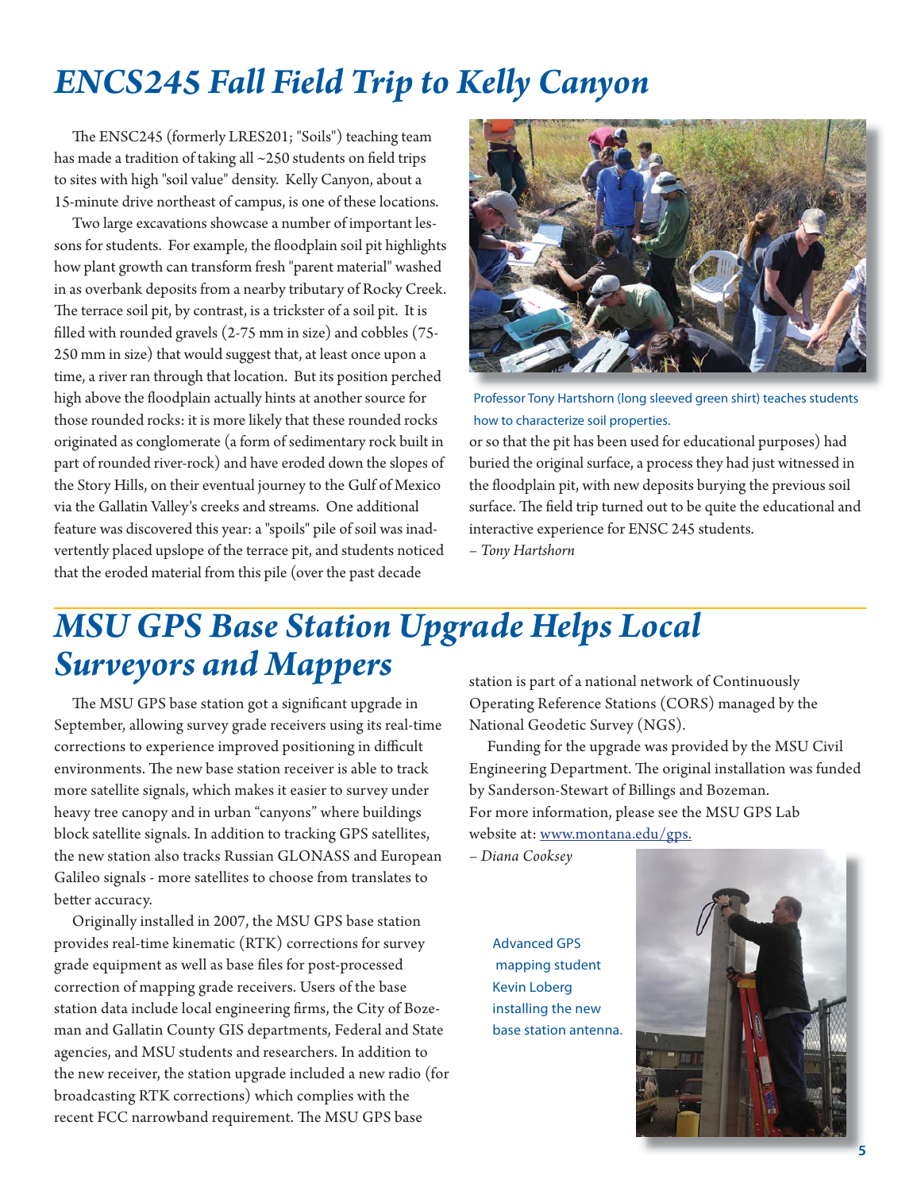# *ENCS245 Fall Field Trip to Kelly Canyon*

The ENSC245 (formerly LRES201; "Soils") teaching team has made a tradition of taking all ~250 students on field trips to sites with high "soil value" density. Kelly Canyon, about a 15-minute drive northeast of campus, is one of these locations.

Two large excavations showcase a number of important lessons for students. For example, the floodplain soil pit highlights how plant growth can transform fresh "parent material" washed in as overbank deposits from a nearby tributary of Rocky Creek. The terrace soil pit, by contrast, is a trickster of a soil pit. It is filled with rounded gravels (2-75 mm in size) and cobbles (75-250 mm in size) that would suggest that, at least once upon a time, a river ran through that location. But its position perched high above the floodplain actually hints at another source for those rounded rocks: it is more likely that these rounded rocks originated as conglomerate (a form of sedimentary rock built in part of rounded river-rock) and have eroded down the slopes of the Story Hills, on their eventual journey to the Gulf of Mexico via the Gallatin Valley's creeks and streams. One additional feature was discovered this year: a "spoils" pile of soil was inadvertently placed upslope of the terrace pit, and students noticed that the eroded material from this pile (over the past decade or so that the pit has been used for educational purposes) had buried the original surface, a process they had just witnessed in the floodplain pit, with new deposits burying the previous soil surface. The field trip turned out to be quite the educational and interactive experience for ENSC 245 students.

*– Tony Hartshorn*

Professor Tony Hartshorn (long sleeved green shirt) teaches students how to characterize soil properties.

# *MSU GPS Base Station Upgrade Helps Local Surveyors and Mappers*

The MSU GPS base station got a significant upgrade in September, allowing survey grade receivers using its real-time corrections to experience improved positioning in difficult environments. The new base station receiver is able to track more satellite signals, which makes it easier to survey under heavy tree canopy and in urban "canyons" where buildings block satellite signals. In addition to tracking GPS satellites, the new station also tracks Russian GLONASS and European Galileo signals - more satellites to choose from translates to better accuracy.

Originally installed in 2007, the MSU GPS base station provides real-time kinematic (RTK) corrections for survey grade equipment as well as base files for post-processed correction of mapping grade receivers. Users of the base station data include local engineering firms, the City of Bozeman and Gallatin County GIS departments, Federal and State agencies, and MSU students and researchers. In addition to the new receiver, the station upgrade included a new radio (for broadcasting RTK corrections) which complies with the recent FCC narrowband requirement. The MSU GPS base station is part of a national network of Continuously Operating Reference Stations (CORS) managed by the National Geodetic Survey (NGS).

Funding for the upgrade was provided by the MSU Civil Engineering Department. The original installation was funded by Sanderson-Stewart of Billings and Bozeman.
For more information, please see the MSU GPS Lab website at: www.montana.edu/gps.

*– Diana Cooksey*

Advanced GPS mapping student Kevin Loberg installing the new base station antenna.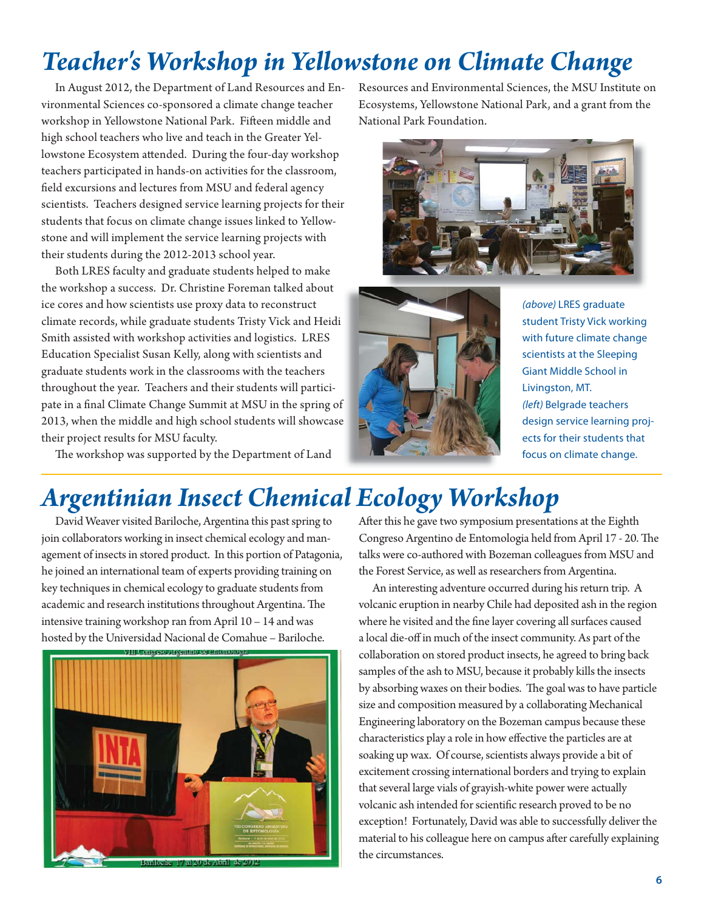# Teacher's Workshop in Yellowstone on Climate Change

In August 2012, the Department of Land Resources and Environmental Sciences co-sponsored a climate change teacher workshop in Yellowstone National Park. Fifteen middle and high school teachers who live and teach in the Greater Yellowstone Ecosystem attended. During the four-day workshop teachers participated in hands-on activities for the classroom, field excursions and lectures from MSU and federal agency scientists. Teachers designed service learning projects for their students that focus on climate change issues linked to Yellowstone and will implement the service learning projects with their students during the 2012-2013 school year.

Both LRES faculty and graduate students helped to make the workshop a success. Dr. Christine Foreman talked about ice cores and how scientists use proxy data to reconstruct climate records, while graduate students Tristy Vick and Heidi Smith assisted with workshop activities and logistics. LRES Education Specialist Susan Kelly, along with scientists and graduate students work in the classrooms with the teachers throughout the year. Teachers and their students will participate in a final Climate Change Summit at MSU in the spring of 2013, when the middle and high school students will showcase their project results for MSU faculty.

The workshop was supported by the Department of Land Resources and Environmental Sciences, the MSU Institute on Ecosystems, Yellowstone National Park, and a grant from the National Park Foundation.

*(above)* LRES graduate student Tristy Vick working with future climate change scientists at the Sleeping Giant Middle School in Livingston, MT.
*(left)* Belgrade teachers design service learning projects for their students that focus on climate change.

# Argentinian Insect Chemical Ecology Workshop

David Weaver visited Bariloche, Argentina this past spring to join collaborators working in insect chemical ecology and management of insects in stored product. In this portion of Patagonia, he joined an international team of experts providing training on key techniques in chemical ecology to graduate students from academic and research institutions throughout Argentina. The intensive training workshop ran from April 10 – 14 and was hosted by the Universidad Nacional de Comahue – Bariloche. After this he gave two symposium presentations at the Eighth Congreso Argentino de Entomologia held from April 17 - 20. The talks were co-authored with Bozeman colleagues from MSU and the Forest Service, as well as researchers from Argentina.

An interesting adventure occurred during his return trip. A volcanic eruption in nearby Chile had deposited ash in the region where he visited and the fine layer covering all surfaces caused a local die-off in much of the insect community. As part of the collaboration on stored product insects, he agreed to bring back samples of the ash to MSU, because it probably kills the insects by absorbing waxes on their bodies. The goal was to have particle size and composition measured by a collaborating Mechanical Engineering laboratory on the Bozeman campus because these characteristics play a role in how effective the particles are at soaking up wax. Of course, scientists always provide a bit of excitement crossing international borders and trying to explain that several large vials of grayish-white power were actually volcanic ash intended for scientific research proved to be no exception! Fortunately, David was able to successfully deliver the material to his colleague here on campus after carefully explaining the circumstances.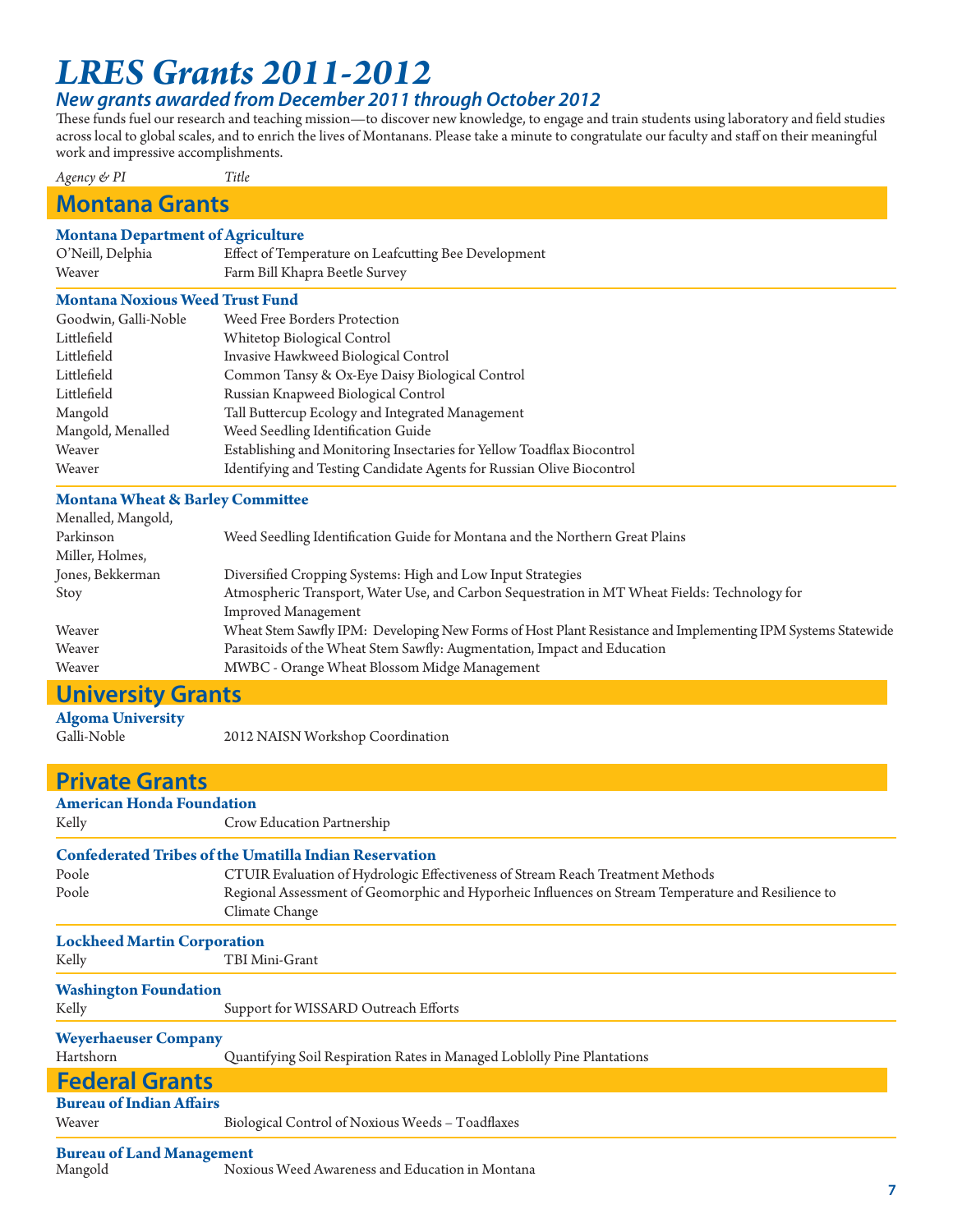# LRES Grants 2011-2012

## *New grants awarded from December 2011 through October 2012*

These funds fuel our research and teaching mission—to discover new knowledge, to engage and train students using laboratory and field studies across local to global scales, and to enrich the lives of Montanans. Please take a minute to congratulate our faculty and staff on their meaningful work and impressive accomplishments.

## Montana Grants

### Montana Department of Agriculture

| *Agency & PI* | *Title* |
|---|---|
| O'Neill, Delphia | Effect of Temperature on Leafcutting Bee Development |
| Weaver | Farm Bill Khapra Beetle Survey |

### Montana Noxious Weed Trust Fund

| *Agency & PI* | *Title* |
|---|---|
| Goodwin, Galli-Noble | Weed Free Borders Protection |
| Littlefield | Whitetop Biological Control |
| Littlefield | Invasive Hawkweed Biological Control |
| Littlefield | Common Tansy & Ox-Eye Daisy Biological Control |
| Littlefield | Russian Knapweed Biological Control |
| Mangold | Tall Buttercup Ecology and Integrated Management |
| Mangold, Menalled | Weed Seedling Identification Guide |
| Weaver | Establishing and Monitoring Insectaries for Yellow Toadflax Biocontrol |
| Weaver | Identifying and Testing Candidate Agents for Russian Olive Biocontrol |

### Montana Wheat & Barley Committee

| *Agency & PI* | *Title* |
|---|---|
| Menalled, Mangold, Parkinson | Weed Seedling Identification Guide for Montana and the Northern Great Plains |
| Miller, Holmes, Jones, Bekkerman | Diversified Cropping Systems: High and Low Input Strategies |
| Stoy | Atmospheric Transport, Water Use, and Carbon Sequestration in MT Wheat Fields: Technology for Improved Management |
| Weaver | Wheat Stem Sawfly IPM: Developing New Forms of Host Plant Resistance and Implementing IPM Systems Statewide |
| Weaver | Parasitoids of the Wheat Stem Sawfly: Augmentation, Impact and Education |
| Weaver | MWBC - Orange Wheat Blossom Midge Management |

## University Grants

### Algoma University

| *Agency & PI* | *Title* |
|---|---|
| Galli-Noble | 2012 NAISN Workshop Coordination |

## Private Grants

### American Honda Foundation

| *Agency & PI* | *Title* |
|---|---|
| Kelly | Crow Education Partnership |

### Confederated Tribes of the Umatilla Indian Reservation

| *Agency & PI* | *Title* |
|---|---|
| Poole | CTUIR Evaluation of Hydrologic Effectiveness of Stream Reach Treatment Methods |
| Poole | Regional Assessment of Geomorphic and Hyporheic Influences on Stream Temperature and Resilience to Climate Change |

### Lockheed Martin Corporation

| *Agency & PI* | *Title* |
|---|---|
| Kelly | TBI Mini-Grant |

### Washington Foundation

| *Agency & PI* | *Title* |
|---|---|
| Kelly | Support for WISSARD Outreach Efforts |

### Weyerhaeuser Company

| *Agency & PI* | *Title* |
|---|---|
| Hartshorn | Quantifying Soil Respiration Rates in Managed Loblolly Pine Plantations |

## Federal Grants

### Bureau of Indian Affairs

| *Agency & PI* | *Title* |
|---|---|
| Weaver | Biological Control of Noxious Weeds – Toadflaxes |

### Bureau of Land Management

| *Agency & PI* | *Title* |
|---|---|
| Mangold | Noxious Weed Awareness and Education in Montana |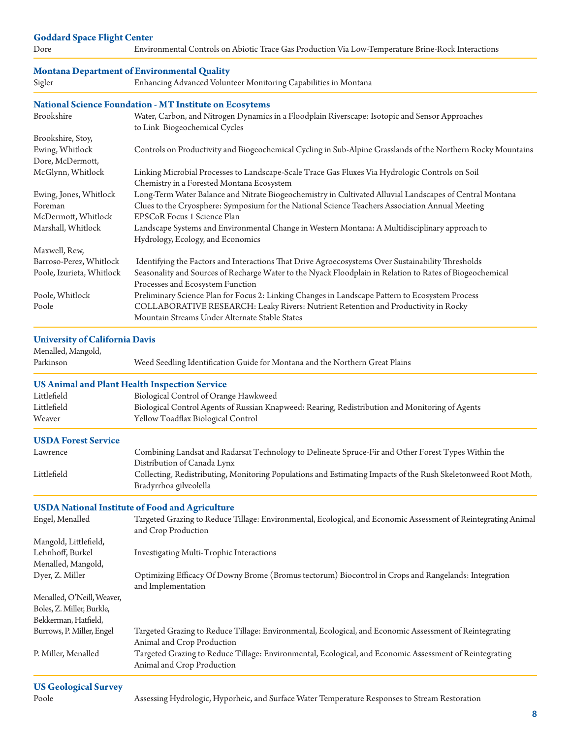### Goddard Space Flight Center

| | |
|---|---|
| Dore | Environmental Controls on Abiotic Trace Gas Production Via Low-Temperature Brine-Rock Interactions |

### Montana Department of Environmental Quality

| | |
|---|---|
| Sigler | Enhancing Advanced Volunteer Monitoring Capabilities in Montana |

### National Science Foundation - MT Institute on Ecosytems

| | |
|---|---|
| Brookshire | Water, Carbon, and Nitrogen Dynamics in a Floodplain Riverscape: Isotopic and Sensor Approaches to Link Biogeochemical Cycles |
| Brookshire, Stoy, Ewing, Whitlock | Controls on Productivity and Biogeochemical Cycling in Sub-Alpine Grasslands of the Northern Rocky Mountains |
| Dore, McDermott, McGlynn, Whitlock | Linking Microbial Processes to Landscape-Scale Trace Gas Fluxes Via Hydrologic Controls on Soil Chemistry in a Forested Montana Ecosystem |
| Ewing, Jones, Whitlock | Long-Term Water Balance and Nitrate Biogeochemistry in Cultivated Alluvial Landscapes of Central Montana |
| Foreman | Clues to the Cryosphere: Symposium for the National Science Teachers Association Annual Meeting |
| McDermott, Whitlock | EPSCoR Focus 1 Science Plan |
| Marshall, Whitlock | Landscape Systems and Environmental Change in Western Montana: A Multidisciplinary approach to Hydrology, Ecology, and Economics |
| Maxwell, Rew, Barroso-Perez, Whitlock | Identifying the Factors and Interactions That Drive Agroecosystems Over Sustainability Thresholds |
| Poole, Izurieta, Whitlock | Seasonality and Sources of Recharge Water to the Nyack Floodplain in Relation to Rates of Biogeochemical Processes and Ecosystem Function |
| Poole, Whitlock | Preliminary Science Plan for Focus 2: Linking Changes in Landscape Pattern to Ecosystem Process |
| Poole | COLLABORATIVE RESEARCH: Leaky Rivers: Nutrient Retention and Productivity in Rocky Mountain Streams Under Alternate Stable States |

### University of California Davis

| | |
|---|---|
| Menalled, Mangold, Parkinson | Weed Seedling Identification Guide for Montana and the Northern Great Plains |

### US Animal and Plant Health Inspection Service

| | |
|---|---|
| Littlefield | Biological Control of Orange Hawkweed |
| Littlefield | Biological Control Agents of Russian Knapweed: Rearing, Redistribution and Monitoring of Agents |
| Weaver | Yellow Toadflax Biological Control |

### USDA Forest Service

| | |
|---|---|
| Lawrence | Combining Landsat and Radarsat Technology to Delineate Spruce-Fir and Other Forest Types Within the Distribution of Canada Lynx |
| Littlefield | Collecting, Redistributing, Monitoring Populations and Estimating Impacts of the Rush Skeletonweed Root Moth, Bradyrrhoa gilveolella |

### USDA National Institute of Food and Agriculture

| | |
|---|---|
| Engel, Menalled | Targeted Grazing to Reduce Tillage: Environmental, Ecological, and Economic Assessment of Reintegrating Animal and Crop Production |
| Mangold, Littlefield, Lehnhoff, Burkel | Investigating Multi-Trophic Interactions |
| Menalled, Mangold, Dyer, Z. Miller | Optimizing Efficacy Of Downy Brome (Bromus tectorum) Biocontrol in Crops and Rangelands: Integration and Implementation |
| Menalled, O'Neill, Weaver, Boles, Z. Miller, Burkle, Bekkerman, Hatfield, Burrows, P. Miller, Engel | Targeted Grazing to Reduce Tillage: Environmental, Ecological, and Economic Assessment of Reintegrating Animal and Crop Production |
| P. Miller, Menalled | Targeted Grazing to Reduce Tillage: Environmental, Ecological, and Economic Assessment of Reintegrating Animal and Crop Production |

### US Geological Survey

| | |
|---|---|
| Poole | Assessing Hydrologic, Hyporheic, and Surface Water Temperature Responses to Stream Restoration |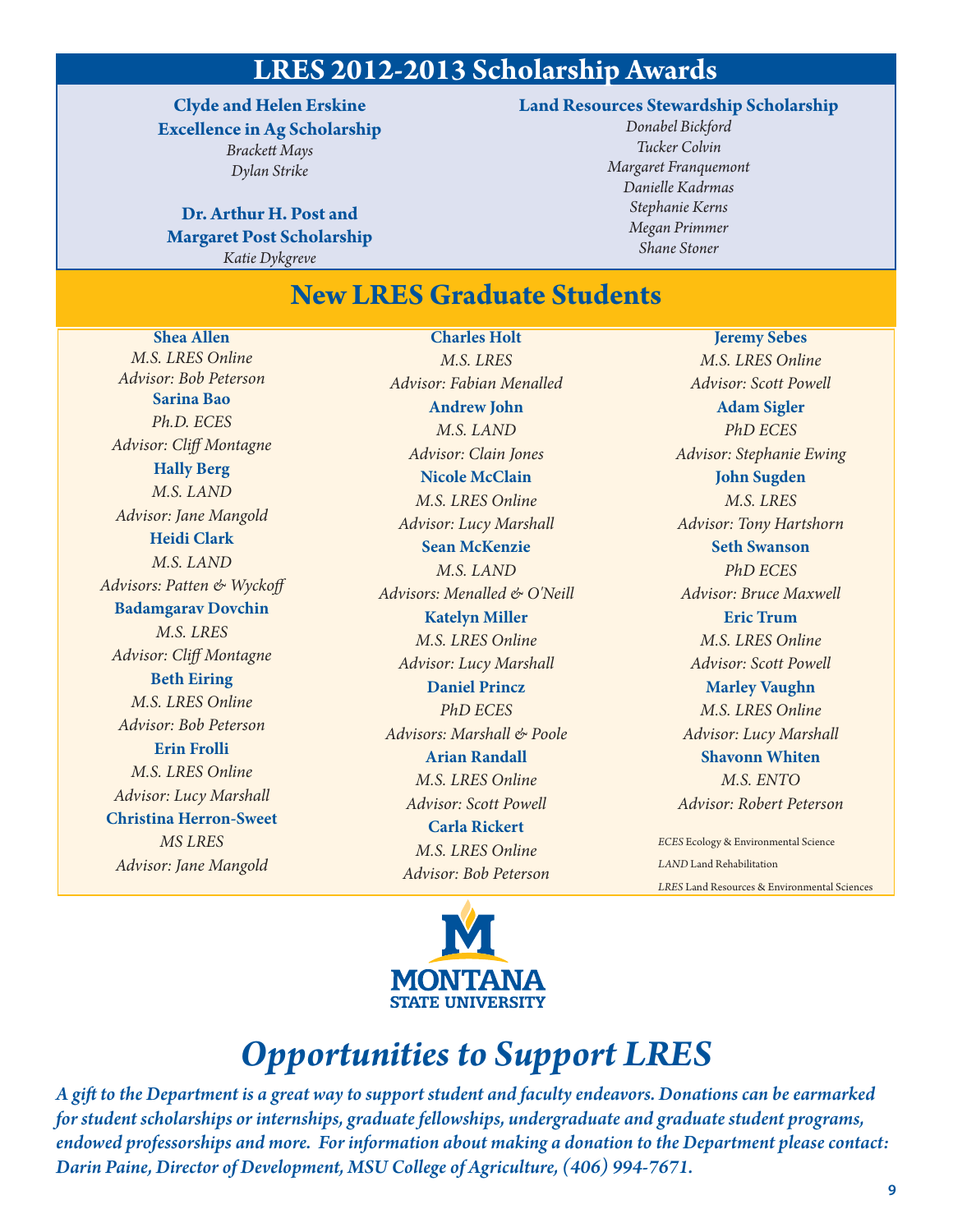## LRES 2012-2013 Scholarship Awards

**Clyde and Helen Erskine Excellence in Ag Scholarship**

*Brackett Mays*
*Dylan Strike*

**Dr. Arthur H. Post and Margaret Post Scholarship**

*Katie Dykgreve*

**Land Resources Stewardship Scholarship**

*Donabel Bickford*
*Tucker Colvin*
*Margaret Franquemont*
*Danielle Kadrmas*
*Stephanie Kerns*
*Megan Primmer*
*Shane Stoner*

## New LRES Graduate Students

**Shea Allen**
*M.S. LRES Online*
*Advisor: Bob Peterson*

**Sarina Bao**
*Ph.D. ECES*
*Advisor: Cliff Montagne*

**Hally Berg**
*M.S. LAND*
*Advisor: Jane Mangold*

**Heidi Clark**
*M.S. LAND*
*Advisors: Patten & Wyckoff*

**Badamgarav Dovchin**
*M.S. LRES*
*Advisor: Cliff Montagne*

**Beth Eiring**
*M.S. LRES Online*
*Advisor: Bob Peterson*

**Erin Frolli**
*M.S. LRES Online*
*Advisor: Lucy Marshall*

**Christina Herron-Sweet**
*MS LRES*
*Advisor: Jane Mangold*

**Charles Holt**
*M.S. LRES*
*Advisor: Fabian Menalled*

**Andrew John**
*M.S. LAND*
*Advisor: Clain Jones*

**Nicole McClain**
*M.S. LRES Online*
*Advisor: Lucy Marshall*

**Sean McKenzie**
*M.S. LAND*
*Advisors: Menalled & O'Neill*

**Katelyn Miller**
*M.S. LRES Online*
*Advisor: Lucy Marshall*

**Daniel Princz**
*PhD ECES*
*Advisors: Marshall & Poole*

**Arian Randall**
*M.S. LRES Online*
*Advisor: Scott Powell*

**Carla Rickert**
*M.S. LRES Online*
*Advisor: Bob Peterson*

**Jeremy Sebes**
*M.S. LRES Online*
*Advisor: Scott Powell*

**Adam Sigler**
*PhD ECES*
*Advisor: Stephanie Ewing*

**John Sugden**
*M.S. LRES*
*Advisor: Tony Hartshorn*

**Seth Swanson**
*PhD ECES*
*Advisor: Bruce Maxwell*

**Eric Trum**
*M.S. LRES Online*
*Advisor: Scott Powell*

**Marley Vaughn**
*M.S. LRES Online*
*Advisor: Lucy Marshall*

**Shavonn Whiten**
*M.S. ENTO*
*Advisor: Robert Peterson*

*ECES* Ecology & Environmental Science
*LAND* Land Rehabilitation
*LRES* Land Resources & Environmental Sciences

MONTANA STATE UNIVERSITY

# *Opportunities to Support LRES*

***A gift to the Department is a great way to support student and faculty endeavors. Donations can be earmarked for student scholarships or internships, graduate fellowships, undergraduate and graduate student programs, endowed professorships and more. For information about making a donation to the Department please contact: Darin Paine, Director of Development, MSU College of Agriculture, (406) 994-7671.***